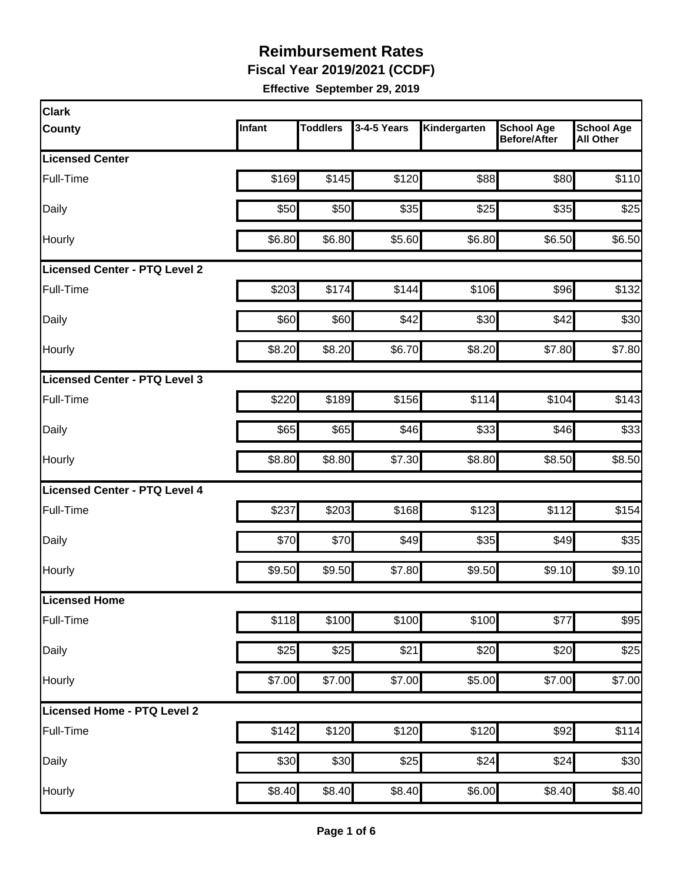# Reimbursement Rates

## Fiscal Year 2019/2021 (CCDF)

**Effective September 29, 2019**

| Clark County | Infant | Toddlers | 3-4-5 Years | Kindergarten | School Age Before/After | School Age All Other |
|---|---|---|---|---|---|---|
| **Licensed Center** | | | | | | |
| Full-Time | $169 | $145 | $120 | $88 | $80 | $110 |
| Daily | $50 | $50 | $35 | $25 | $35 | $25 |
| Hourly | $6.80 | $6.80 | $5.60 | $6.80 | $6.50 | $6.50 |
| **Licensed Center - PTQ Level 2** | | | | | | |
| Full-Time | $203 | $174 | $144 | $106 | $96 | $132 |
| Daily | $60 | $60 | $42 | $30 | $42 | $30 |
| Hourly | $8.20 | $8.20 | $6.70 | $8.20 | $7.80 | $7.80 |
| **Licensed Center - PTQ Level 3** | | | | | | |
| Full-Time | $220 | $189 | $156 | $114 | $104 | $143 |
| Daily | $65 | $65 | $46 | $33 | $46 | $33 |
| Hourly | $8.80 | $8.80 | $7.30 | $8.80 | $8.50 | $8.50 |
| **Licensed Center - PTQ Level 4** | | | | | | |
| Full-Time | $237 | $203 | $168 | $123 | $112 | $154 |
| Daily | $70 | $70 | $49 | $35 | $49 | $35 |
| Hourly | $9.50 | $9.50 | $7.80 | $9.50 | $9.10 | $9.10 |
| **Licensed Home** | | | | | | |
| Full-Time | $118 | $100 | $100 | $100 | $77 | $95 |
| Daily | $25 | $25 | $21 | $20 | $20 | $25 |
| Hourly | $7.00 | $7.00 | $7.00 | $5.00 | $7.00 | $7.00 |
| **Licensed Home - PTQ Level 2** | | | | | | |
| Full-Time | $142 | $120 | $120 | $120 | $92 | $114 |
| Daily | $30 | $30 | $25 | $24 | $24 | $30 |
| Hourly | $8.40 | $8.40 | $8.40 | $6.00 | $8.40 | $8.40 |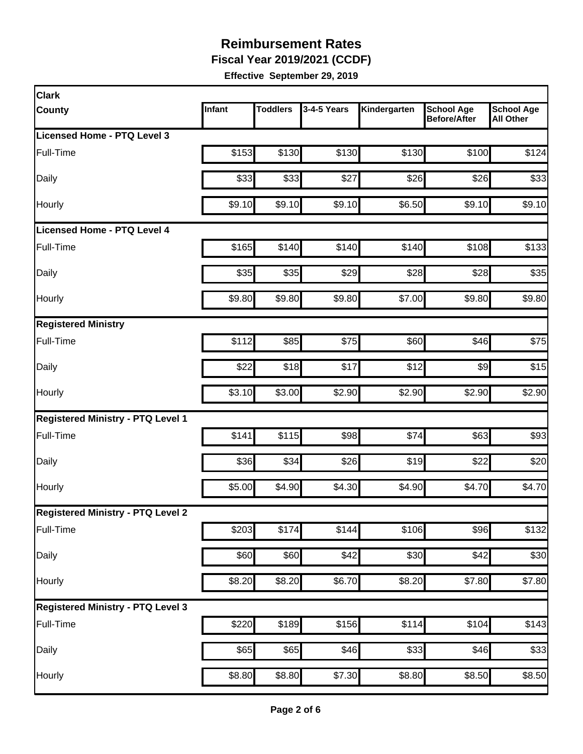# Reimbursement Rates

**Fiscal Year 2019/2021 (CCDF)**

**Effective September 29, 2019**

| **Clark County** | **Infant** | **Toddlers** | **3-4-5 Years** | **Kindergarten** | **School Age Before/After** | **School Age All Other** |
|---|---|---|---|---|---|---|
| **Licensed Home - PTQ Level 3** | | | | | | |
| Full-Time | $153 | $130 | $130 | $130 | $100 | $124 |
| Daily | $33 | $33 | $27 | $26 | $26 | $33 |
| Hourly | $9.10 | $9.10 | $9.10 | $6.50 | $9.10 | $9.10 |
| **Licensed Home - PTQ Level 4** | | | | | | |
| Full-Time | $165 | $140 | $140 | $140 | $108 | $133 |
| Daily | $35 | $35 | $29 | $28 | $28 | $35 |
| Hourly | $9.80 | $9.80 | $9.80 | $7.00 | $9.80 | $9.80 |
| **Registered Ministry** | | | | | | |
| Full-Time | $112 | $85 | $75 | $60 | $46 | $75 |
| Daily | $22 | $18 | $17 | $12 | $9 | $15 |
| Hourly | $3.10 | $3.00 | $2.90 | $2.90 | $2.90 | $2.90 |
| **Registered Ministry - PTQ Level 1** | | | | | | |
| Full-Time | $141 | $115 | $98 | $74 | $63 | $93 |
| Daily | $36 | $34 | $26 | $19 | $22 | $20 |
| Hourly | $5.00 | $4.90 | $4.30 | $4.90 | $4.70 | $4.70 |
| **Registered Ministry - PTQ Level 2** | | | | | | |
| Full-Time | $203 | $174 | $144 | $106 | $96 | $132 |
| Daily | $60 | $60 | $42 | $30 | $42 | $30 |
| Hourly | $8.20 | $8.20 | $6.70 | $8.20 | $7.80 | $7.80 |
| **Registered Ministry - PTQ Level 3** | | | | | | |
| Full-Time | $220 | $189 | $156 | $114 | $104 | $143 |
| Daily | $65 | $65 | $46 | $33 | $46 | $33 |
| Hourly | $8.80 | $8.80 | $7.30 | $8.80 | $8.50 | $8.50 |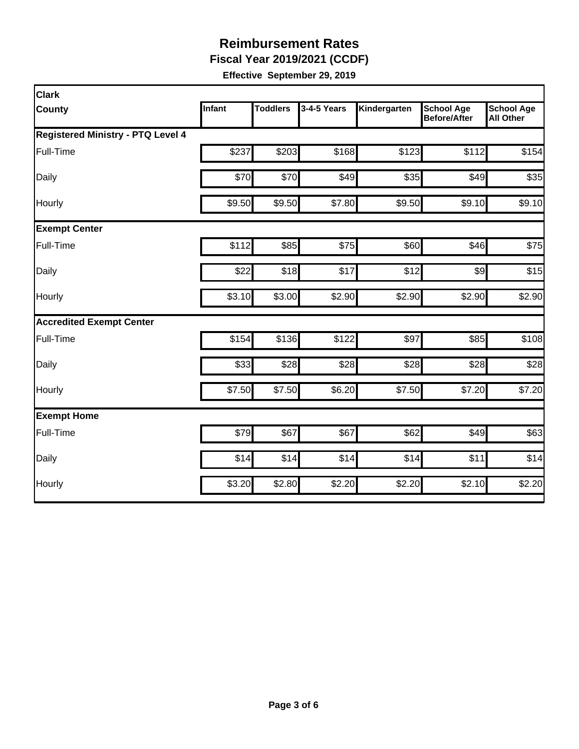# Reimbursement Rates

## Fiscal Year 2019/2021 (CCDF)

**Effective September 29, 2019**

| Clark County | Infant | Toddlers | 3-4-5 Years | Kindergarten | School Age Before/After | School Age All Other |
|---|---|---|---|---|---|---|
| **Registered Ministry - PTQ Level 4** | | | | | | |
| Full-Time | $237 | $203 | $168 | $123 | $112 | $154 |
| Daily | $70 | $70 | $49 | $35 | $49 | $35 |
| Hourly | $9.50 | $9.50 | $7.80 | $9.50 | $9.10 | $9.10 |
| **Exempt Center** | | | | | | |
| Full-Time | $112 | $85 | $75 | $60 | $46 | $75 |
| Daily | $22 | $18 | $17 | $12 | $9 | $15 |
| Hourly | $3.10 | $3.00 | $2.90 | $2.90 | $2.90 | $2.90 |
| **Accredited Exempt Center** | | | | | | |
| Full-Time | $154 | $136 | $122 | $97 | $85 | $108 |
| Daily | $33 | $28 | $28 | $28 | $28 | $28 |
| Hourly | $7.50 | $7.50 | $6.20 | $7.50 | $7.20 | $7.20 |
| **Exempt Home** | | | | | | |
| Full-Time | $79 | $67 | $67 | $62 | $49 | $63 |
| Daily | $14 | $14 | $14 | $14 | $11 | $14 |
| Hourly | $3.20 | $2.80 | $2.20 | $2.20 | $2.10 | $2.20 |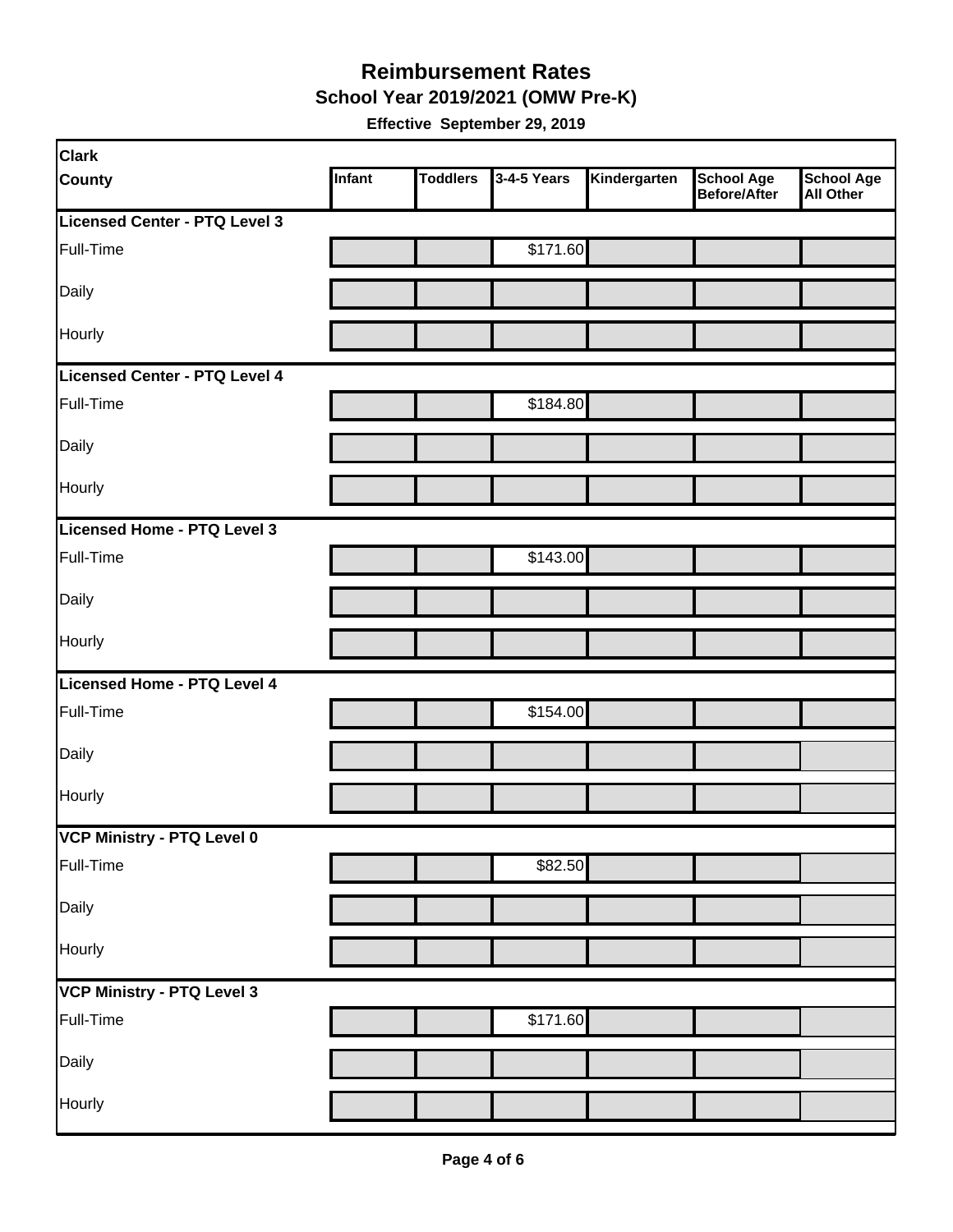# Reimbursement Rates

## School Year 2019/2021 (OMW Pre-K)

**Effective September 29, 2019**

| Clark County | Infant | Toddlers | 3-4-5 Years | Kindergarten | School Age Before/After | School Age All Other |
|---|---|---|---|---|---|---|
| **Licensed Center - PTQ Level 3** | | | | | | |
| Full-Time | | | $171.60 | | | |
| Daily | | | | | | |
| Hourly | | | | | | |
| **Licensed Center - PTQ Level 4** | | | | | | |
| Full-Time | | | $184.80 | | | |
| Daily | | | | | | |
| Hourly | | | | | | |
| **Licensed Home - PTQ Level 3** | | | | | | |
| Full-Time | | | $143.00 | | | |
| Daily | | | | | | |
| Hourly | | | | | | |
| **Licensed Home - PTQ Level 4** | | | | | | |
| Full-Time | | | $154.00 | | | |
| Daily | | | | | | |
| Hourly | | | | | | |
| **VCP Ministry - PTQ Level 0** | | | | | | |
| Full-Time | | | $82.50 | | | |
| Daily | | | | | | |
| Hourly | | | | | | |
| **VCP Ministry - PTQ Level 3** | | | | | | |
| Full-Time | | | $171.60 | | | |
| Daily | | | | | | |
| Hourly | | | | | | |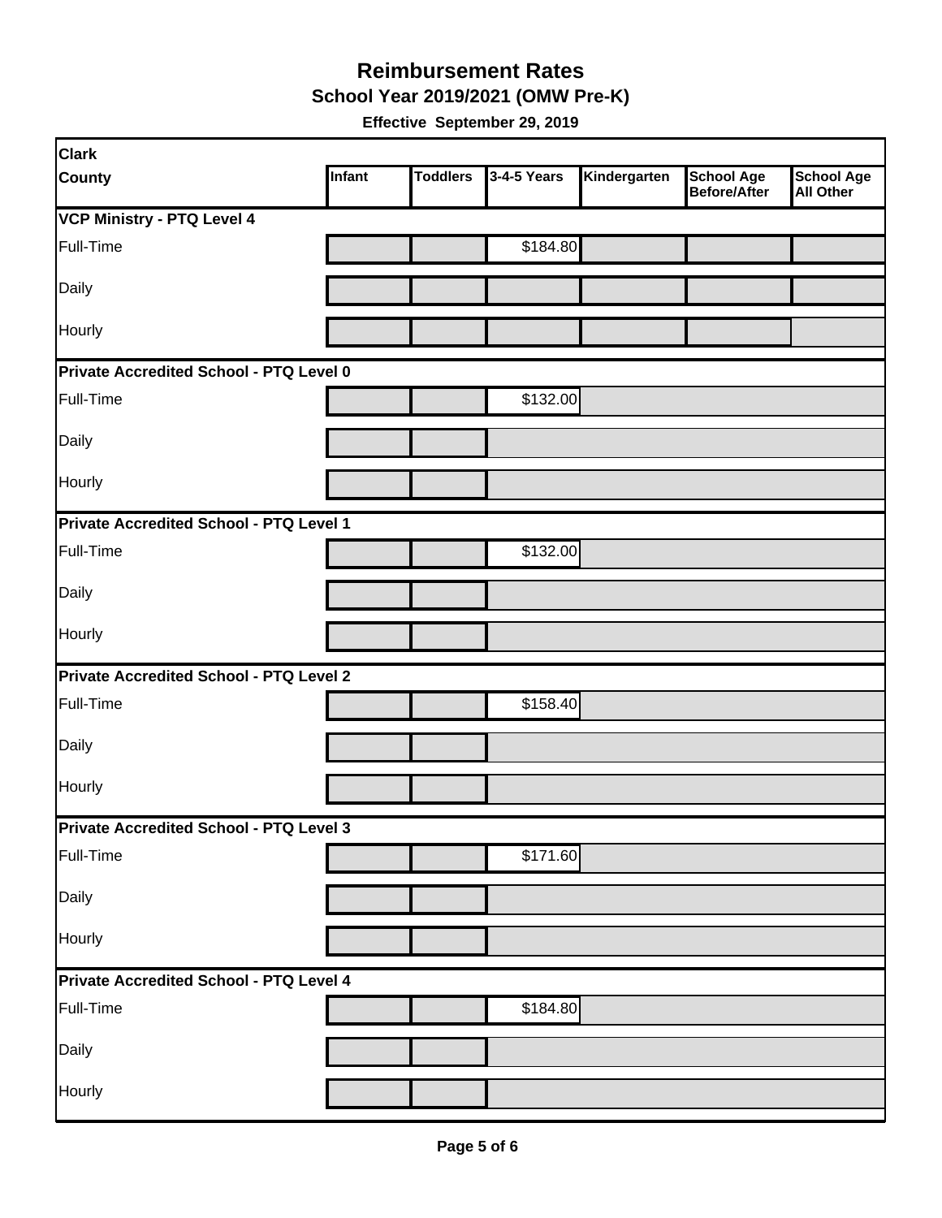# Reimbursement Rates

## School Year 2019/2021 (OMW Pre-K)

**Effective September 29, 2019**

| Clark County | Infant | Toddlers | 3-4-5 Years | Kindergarten | School Age Before/After | School Age All Other |
|---|---|---|---|---|---|---|
| **VCP Ministry - PTQ Level 4** | | | | | | |
| Full-Time | | | $184.80 | | | |
| Daily | | | | | | |
| Hourly | | | | | | |
| **Private Accredited School - PTQ Level 0** | | | | | | |
| Full-Time | | | $132.00 | | | |
| Daily | | | | | | |
| Hourly | | | | | | |
| **Private Accredited School - PTQ Level 1** | | | | | | |
| Full-Time | | | $132.00 | | | |
| Daily | | | | | | |
| Hourly | | | | | | |
| **Private Accredited School - PTQ Level 2** | | | | | | |
| Full-Time | | | $158.40 | | | |
| Daily | | | | | | |
| Hourly | | | | | | |
| **Private Accredited School - PTQ Level 3** | | | | | | |
| Full-Time | | | $171.60 | | | |
| Daily | | | | | | |
| Hourly | | | | | | |
| **Private Accredited School - PTQ Level 4** | | | | | | |
| Full-Time | | | $184.80 | | | |
| Daily | | | | | | |
| Hourly | | | | | | |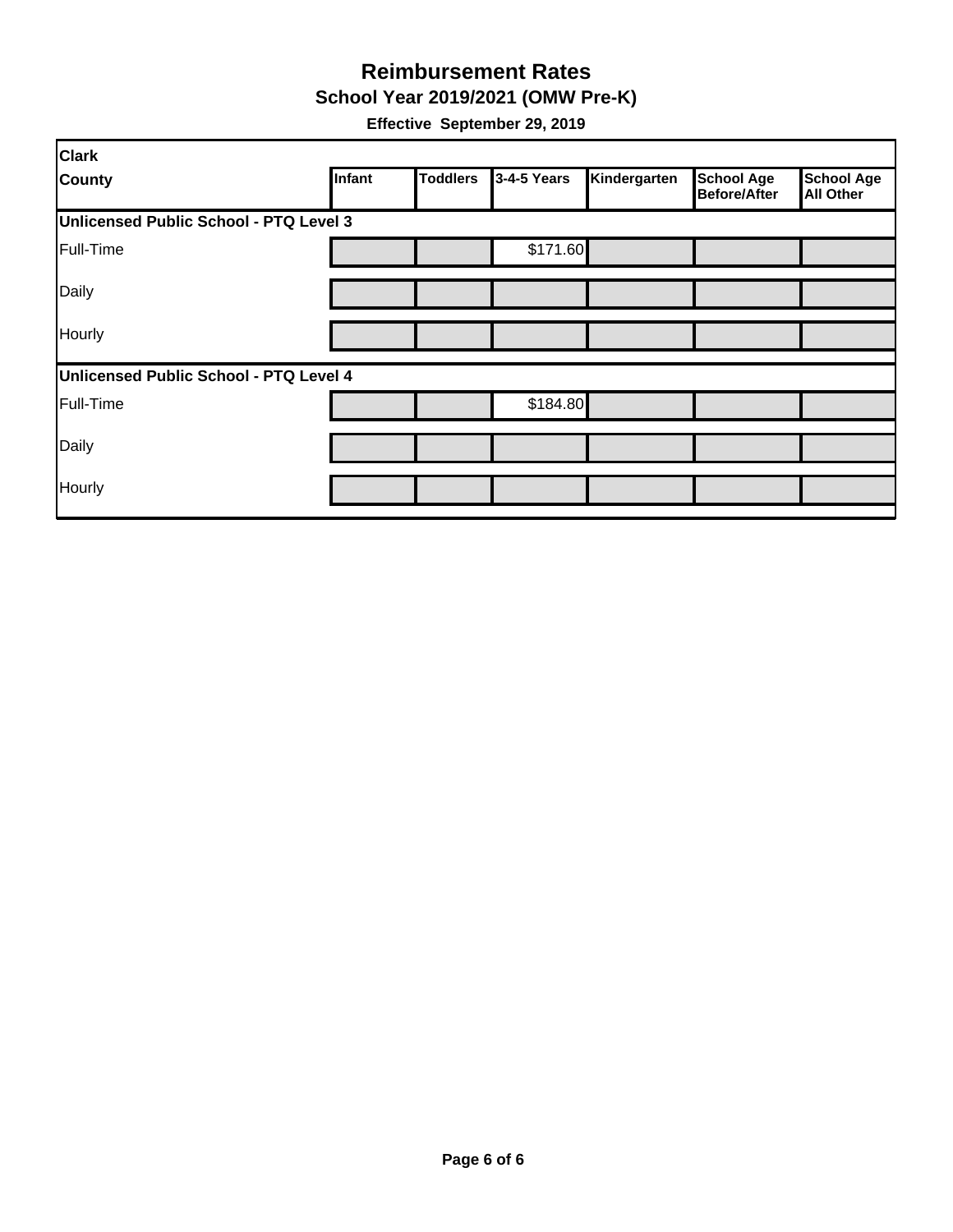# Reimbursement Rates

## School Year 2019/2021 (OMW Pre-K)

**Effective September 29, 2019**

| Clark County | Infant | Toddlers | 3-4-5 Years | Kindergarten | School Age Before/After | School Age All Other |
|---|---|---|---|---|---|---|
| **Unlicensed Public School - PTQ Level 3** | | | | | | |
| Full-Time | | | $171.60 | | | |
| Daily | | | | | | |
| Hourly | | | | | | |
| **Unlicensed Public School - PTQ Level 4** | | | | | | |
| Full-Time | | | $184.80 | | | |
| Daily | | | | | | |
| Hourly | | | | | | |